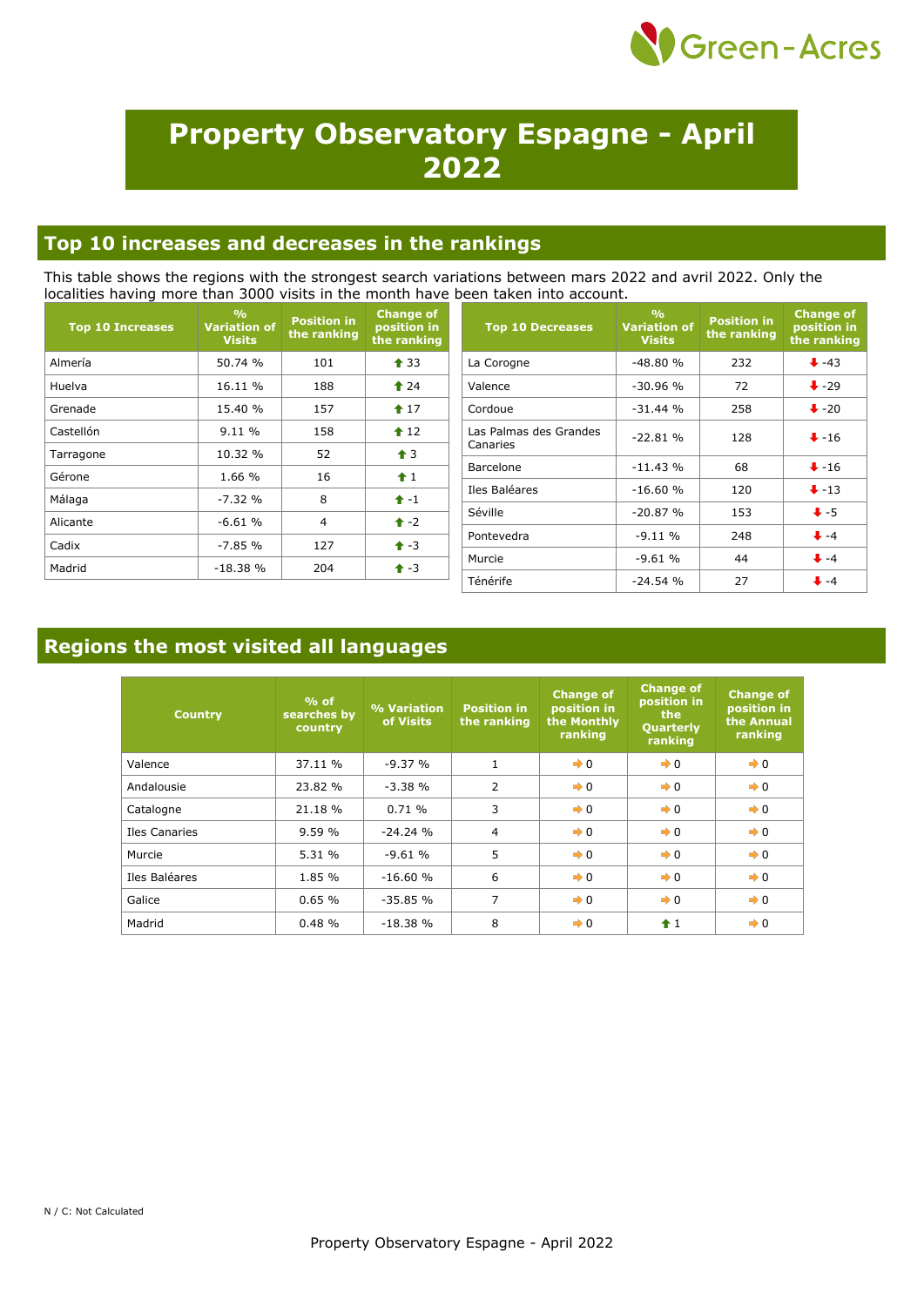# Property Observatory Espagne - April 2022

## Top 10 increases and decreases in the rankings

This table shows the regions with the strongest search variations between mars 2022 and avril 2022. Only the localities having more than 3000 visits in the month have been taken into account.

| Top 10 Increases | % Variation of Visits | Position in the ranking | Change of position in the ranking |
|---|---|---|---|
| Almería | 50.74 % | 101 | ⬆ 33 |
| Huelva | 16.11 % | 188 | ⬆ 24 |
| Grenade | 15.40 % | 157 | ⬆ 17 |
| Castellón | 9.11 % | 158 | ⬆ 12 |
| Tarragone | 10.32 % | 52 | ⬆ 3 |
| Gérone | 1.66 % | 16 | ⬆ 1 |
| Málaga | -7.32 % | 8 | ⬆ -1 |
| Alicante | -6.61 % | 4 | ⬆ -2 |
| Cadix | -7.85 % | 127 | ⬆ -3 |
| Madrid | -18.38 % | 204 | ⬆ -3 |

| Top 10 Decreases | % Variation of Visits | Position in the ranking | Change of position in the ranking |
|---|---|---|---|
| La Corogne | -48.80 % | 232 | ⬇ -43 |
| Valence | -30.96 % | 72 | ⬇ -29 |
| Cordoue | -31.44 % | 258 | ⬇ -20 |
| Las Palmas des Grandes Canaries | -22.81 % | 128 | ⬇ -16 |
| Barcelone | -11.43 % | 68 | ⬇ -16 |
| Iles Baléares | -16.60 % | 120 | ⬇ -13 |
| Séville | -20.87 % | 153 | ⬇ -5 |
| Pontevedra | -9.11 % | 248 | ⬇ -4 |
| Murcie | -9.61 % | 44 | ⬇ -4 |
| Ténérife | -24.54 % | 27 | ⬇ -4 |

## Regions the most visited all languages

| Country | % of searches by country | % Variation of Visits | Position in the ranking | Change of position in the Monthly ranking | Change of position in the Quarterly ranking | Change of position in the Annual ranking |
|---|---|---|---|---|---|---|
| Valence | 37.11 % | -9.37 % | 1 | ➡ 0 | ➡ 0 | ➡ 0 |
| Andalousie | 23.82 % | -3.38 % | 2 | ➡ 0 | ➡ 0 | ➡ 0 |
| Catalogne | 21.18 % | 0.71 % | 3 | ➡ 0 | ➡ 0 | ➡ 0 |
| Iles Canaries | 9.59 % | -24.24 % | 4 | ➡ 0 | ➡ 0 | ➡ 0 |
| Murcie | 5.31 % | -9.61 % | 5 | ➡ 0 | ➡ 0 | ➡ 0 |
| Iles Baléares | 1.85 % | -16.60 % | 6 | ➡ 0 | ➡ 0 | ➡ 0 |
| Galice | 0.65 % | -35.85 % | 7 | ➡ 0 | ➡ 0 | ➡ 0 |
| Madrid | 0.48 % | -18.38 % | 8 | ➡ 0 | ⬆ 1 | ➡ 0 |

N / C: Not Calculated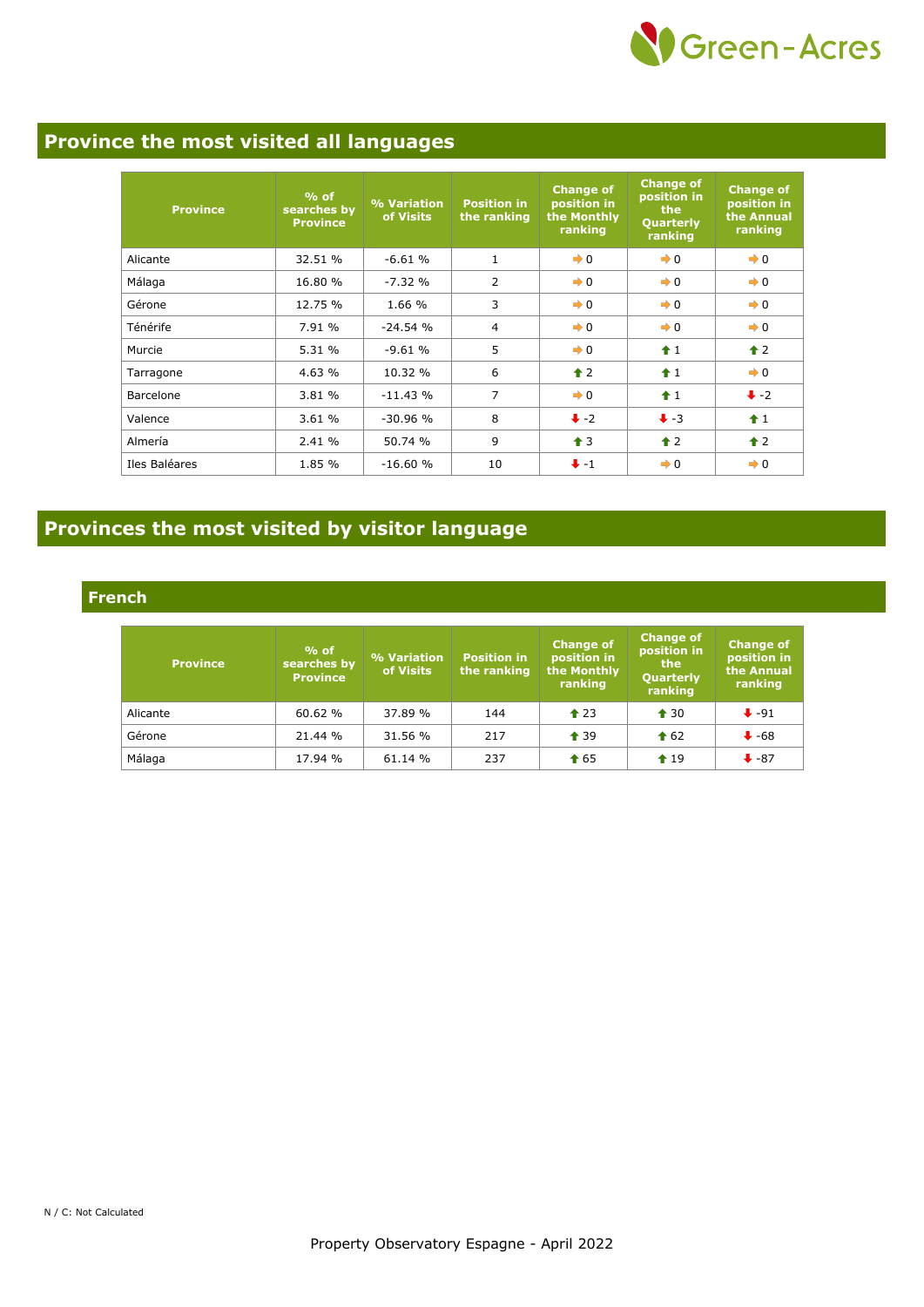## Province the most visited all languages

| Province | % of searches by Province | % Variation of Visits | Position in the ranking | Change of position in the Monthly ranking | Change of position in the Quarterly ranking | Change of position in the Annual ranking |
|---|---|---|---|---|---|---|
| Alicante | 32.51 % | -6.61 % | 1 | ➡ 0 | ➡ 0 | ➡ 0 |
| Málaga | 16.80 % | -7.32 % | 2 | ➡ 0 | ➡ 0 | ➡ 0 |
| Gérone | 12.75 % | 1.66 % | 3 | ➡ 0 | ➡ 0 | ➡ 0 |
| Ténérife | 7.91 % | -24.54 % | 4 | ➡ 0 | ➡ 0 | ➡ 0 |
| Murcie | 5.31 % | -9.61 % | 5 | ➡ 0 | ⬆ 1 | ⬆ 2 |
| Tarragone | 4.63 % | 10.32 % | 6 | ⬆ 2 | ⬆ 1 | ➡ 0 |
| Barcelone | 3.81 % | -11.43 % | 7 | ➡ 0 | ⬆ 1 | ⬇ -2 |
| Valence | 3.61 % | -30.96 % | 8 | ⬇ -2 | ⬇ -3 | ⬆ 1 |
| Almería | 2.41 % | 50.74 % | 9 | ⬆ 3 | ⬆ 2 | ⬆ 2 |
| Iles Baléares | 1.85 % | -16.60 % | 10 | ⬇ -1 | ➡ 0 | ➡ 0 |

## Provinces the most visited by visitor language

### French

| Province | % of searches by Province | % Variation of Visits | Position in the ranking | Change of position in the Monthly ranking | Change of position in the Quarterly ranking | Change of position in the Annual ranking |
|---|---|---|---|---|---|---|
| Alicante | 60.62 % | 37.89 % | 144 | ⬆ 23 | ⬆ 30 | ⬇ -91 |
| Gérone | 21.44 % | 31.56 % | 217 | ⬆ 39 | ⬆ 62 | ⬇ -68 |
| Málaga | 17.94 % | 61.14 % | 237 | ⬆ 65 | ⬆ 19 | ⬇ -87 |

N / C: Not Calculated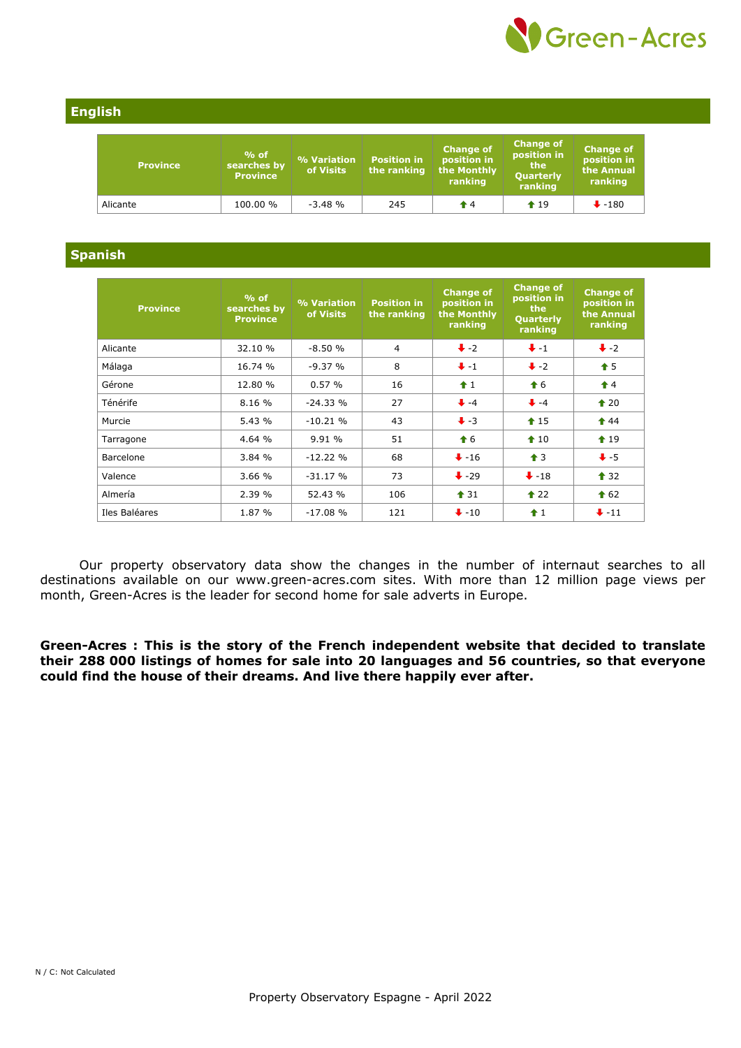## English

| Province | % of searches by Province | % Variation of Visits | Position in the ranking | Change of position in the Monthly ranking | Change of position in the Quarterly ranking | Change of position in the Annual ranking |
|---|---|---|---|---|---|---|
| Alicante | 100.00 % | -3.48 % | 245 | ⬆ 4 | ⬆ 19 | ⬇ -180 |

## Spanish

| Province | % of searches by Province | % Variation of Visits | Position in the ranking | Change of position in the Monthly ranking | Change of position in the Quarterly ranking | Change of position in the Annual ranking |
|---|---|---|---|---|---|---|
| Alicante | 32.10 % | -8.50 % | 4 | ⬇ -2 | ⬇ -1 | ⬇ -2 |
| Málaga | 16.74 % | -9.37 % | 8 | ⬇ -1 | ⬇ -2 | ⬆ 5 |
| Gérone | 12.80 % | 0.57 % | 16 | ⬆ 1 | ⬆ 6 | ⬆ 4 |
| Ténérife | 8.16 % | -24.33 % | 27 | ⬇ -4 | ⬇ -4 | ⬆ 20 |
| Murcie | 5.43 % | -10.21 % | 43 | ⬇ -3 | ⬆ 15 | ⬆ 44 |
| Tarragone | 4.64 % | 9.91 % | 51 | ⬆ 6 | ⬆ 10 | ⬆ 19 |
| Barcelone | 3.84 % | -12.22 % | 68 | ⬇ -16 | ⬆ 3 | ⬇ -5 |
| Valence | 3.66 % | -31.17 % | 73 | ⬇ -29 | ⬇ -18 | ⬆ 32 |
| Almería | 2.39 % | 52.43 % | 106 | ⬆ 31 | ⬆ 22 | ⬆ 62 |
| Iles Baléares | 1.87 % | -17.08 % | 121 | ⬇ -10 | ⬆ 1 | ⬇ -11 |

Our property observatory data show the changes in the number of internaut searches to all destinations available on our www.green-acres.com sites. With more than 12 million page views per month, Green-Acres is the leader for second home for sale adverts in Europe.

**Green-Acres : This is the story of the French independent website that decided to translate their 288 000 listings of homes for sale into 20 languages and 56 countries, so that everyone could find the house of their dreams. And live there happily ever after.**

N / C: Not Calculated